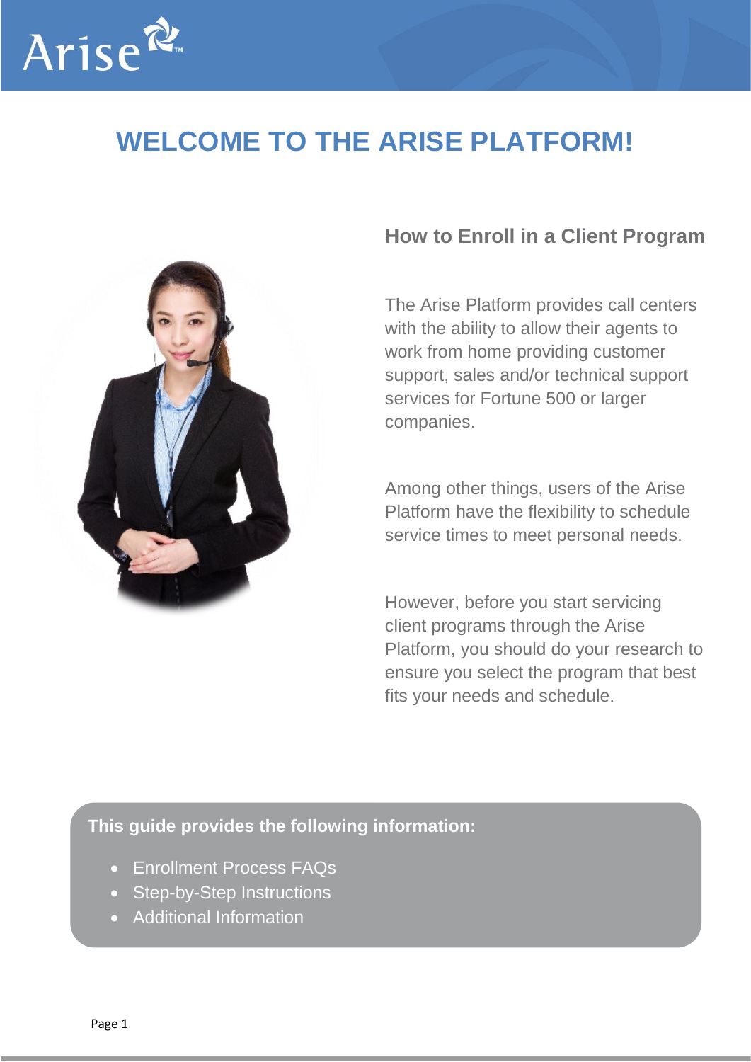# WELCOME TO THE ARISE PLATFORM!

## How to Enroll in a Client Program

The Arise Platform provides call centers with the ability to allow their agents to work from home providing customer support, sales and/or technical support services for Fortune 500 or larger companies.

Among other things, users of the Arise Platform have the flexibility to schedule service times to meet personal needs.

However, before you start servicing client programs through the Arise Platform, you should do your research to ensure you select the program that best fits your needs and schedule.

**This guide provides the following information:**

- Enrollment Process FAQs
- Step-by-Step Instructions
- Additional Information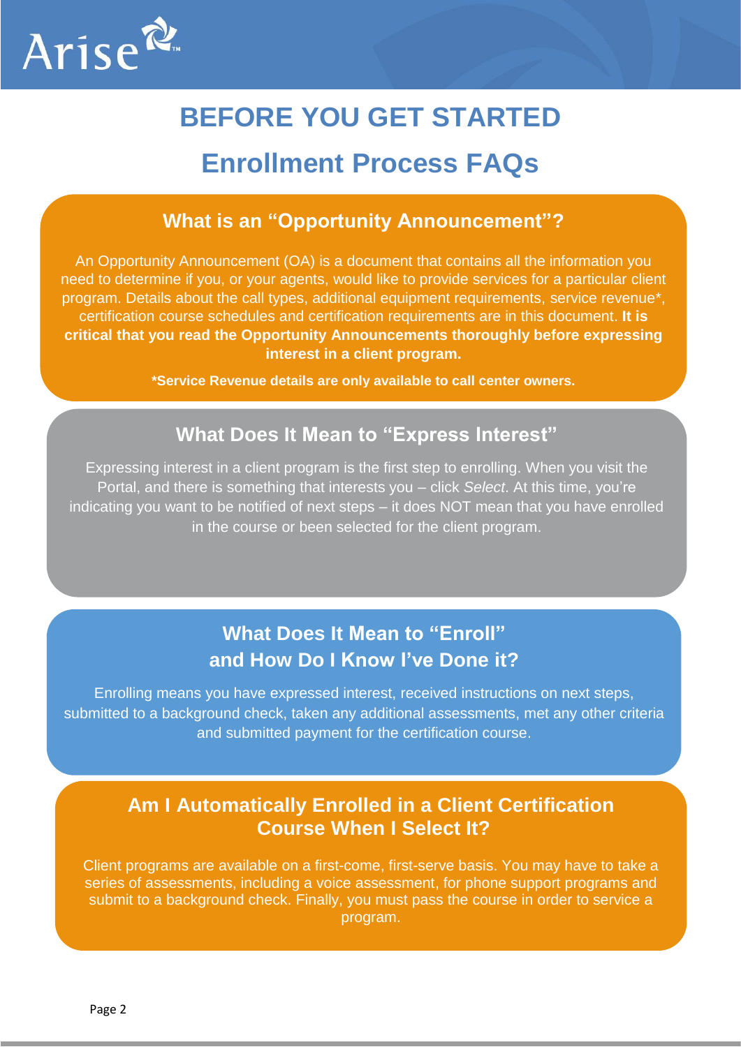# BEFORE YOU GET STARTED

## Enrollment Process FAQs

### What is an "Opportunity Announcement"?

An Opportunity Announcement (OA) is a document that contains all the information you need to determine if you, or your agents, would like to provide services for a particular client program. Details about the call types, additional equipment requirements, service revenue*, certification course schedules and certification requirements are in this document. **It is critical that you read the Opportunity Announcements thoroughly before expressing interest in a client program.**

***Service Revenue details are only available to call center owners.**

### What Does It Mean to "Express Interest"

Expressing interest in a client program is the first step to enrolling. When you visit the Portal, and there is something that interests you – click *Select*. At this time, you're indicating you want to be notified of next steps – it does NOT mean that you have enrolled in the course or been selected for the client program.

### What Does It Mean to "Enroll" and How Do I Know I've Done it?

Enrolling means you have expressed interest, received instructions on next steps, submitted to a background check, taken any additional assessments, met any other criteria and submitted payment for the certification course.

### Am I Automatically Enrolled in a Client Certification Course When I Select It?

Client programs are available on a first-come, first-serve basis. You may have to take a series of assessments, including a voice assessment, for phone support programs and submit to a background check. Finally, you must pass the course in order to service a program.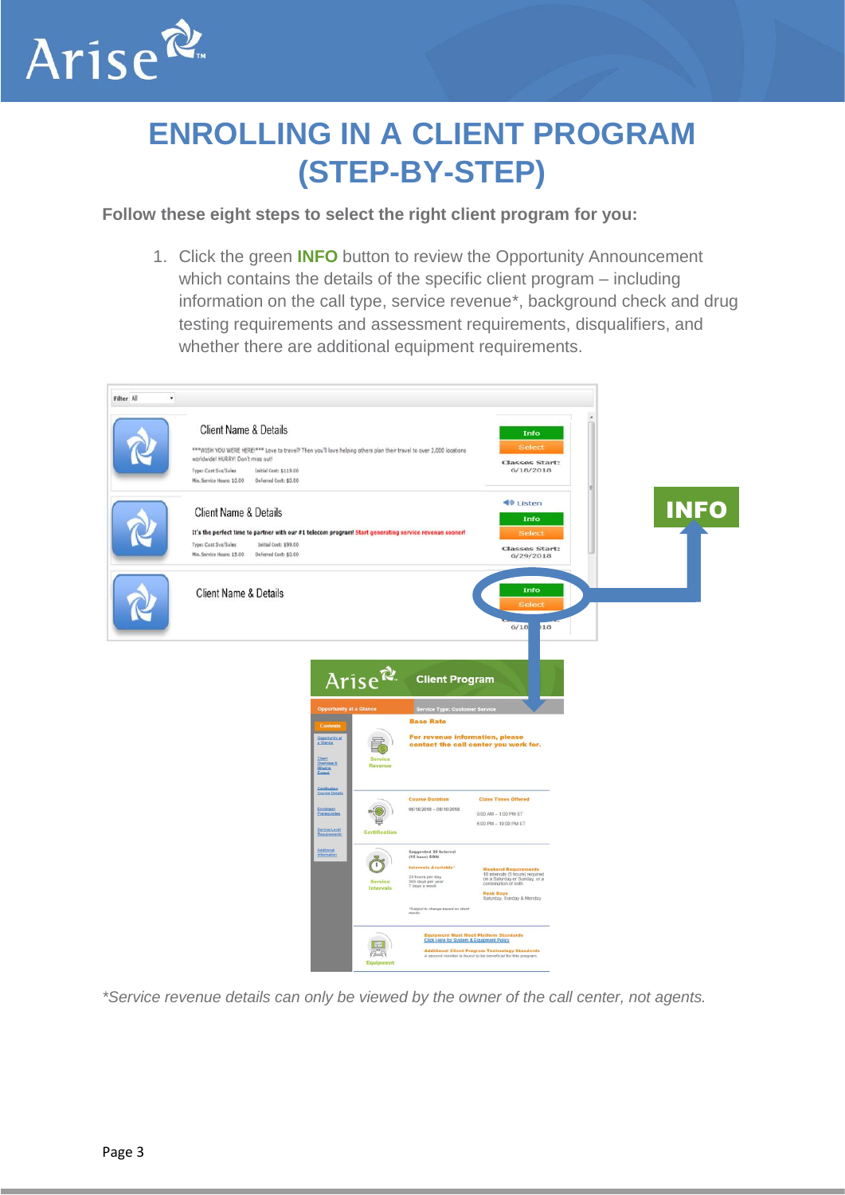# ENROLLING IN A CLIENT PROGRAM (STEP-BY-STEP)

**Follow these eight steps to select the right client program for you:**

1. Click the green **INFO** button to review the Opportunity Announcement which contains the details of the specific client program – including information on the call type, service revenue*, background check and drug testing requirements and assessment requirements, disqualifiers, and whether there are additional equipment requirements.

*\*Service revenue details can only be viewed by the owner of the call center, not agents.*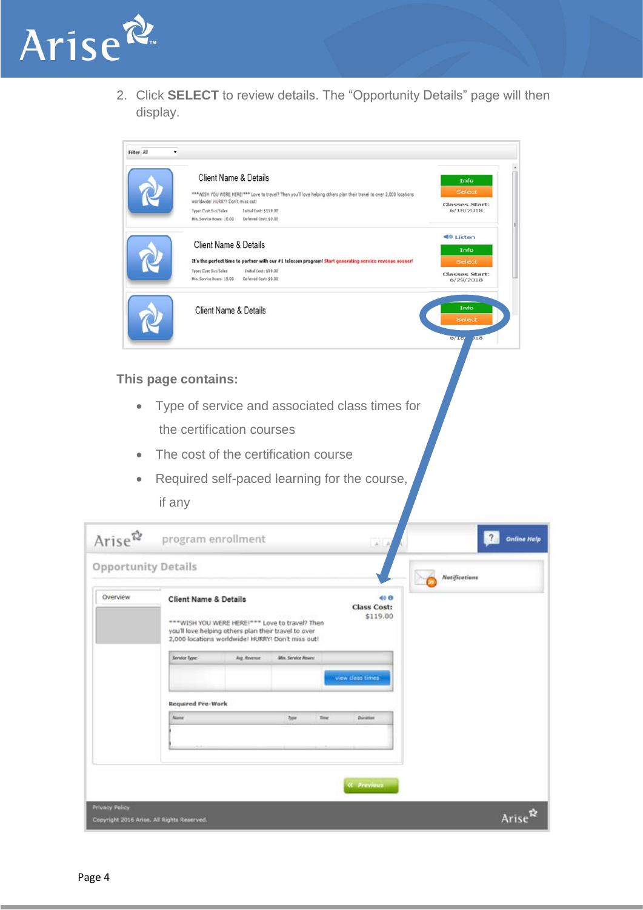2. Click **SELECT** to review details. The “Opportunity Details” page will then display.

**This page contains:**

- Type of service and associated class times for the certification courses
- The cost of the certification course
- Required self-paced learning for the course, if any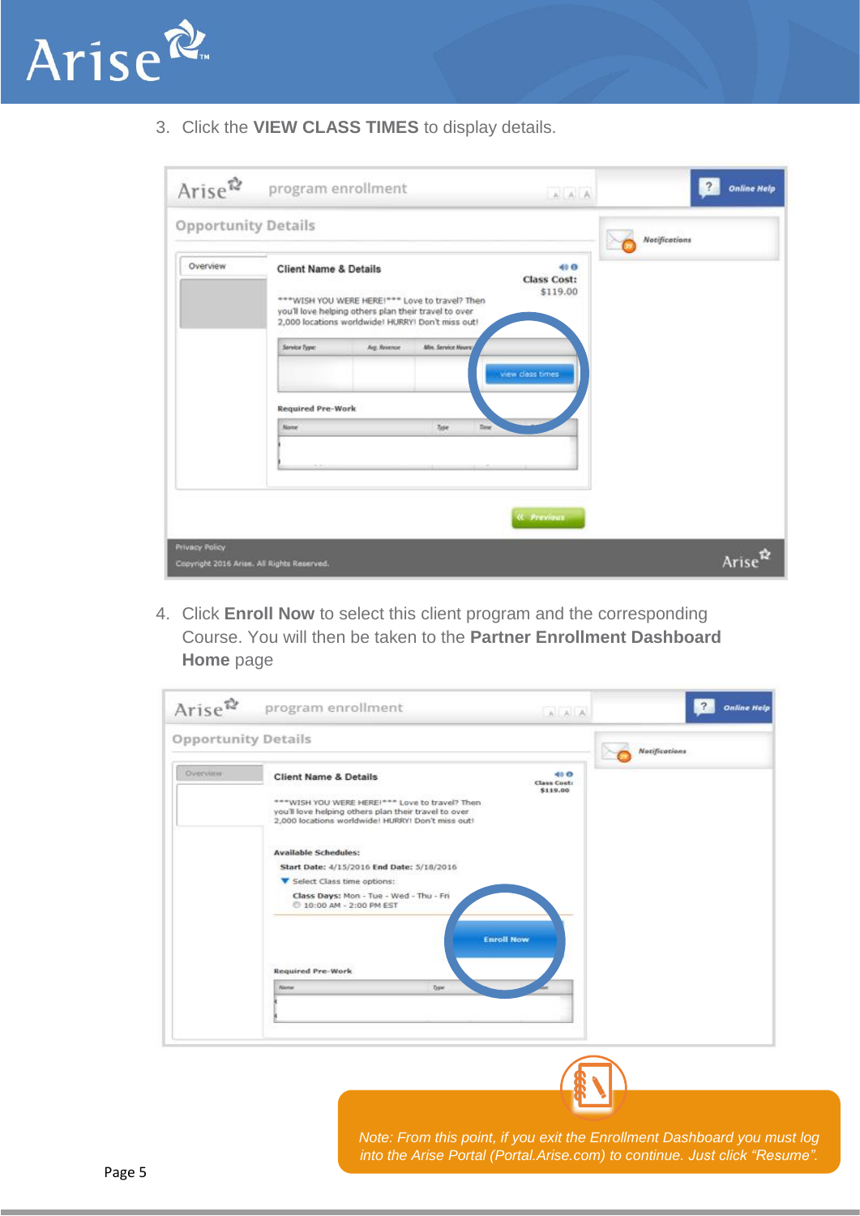3. Click the **VIEW CLASS TIMES** to display details.

4. Click **Enroll Now** to select this client program and the corresponding Course. You will then be taken to the **Partner Enrollment Dashboard Home** page

*Note: From this point, if you exit the Enrollment Dashboard you must log into the Arise Portal (Portal.Arise.com) to continue. Just click "Resume".*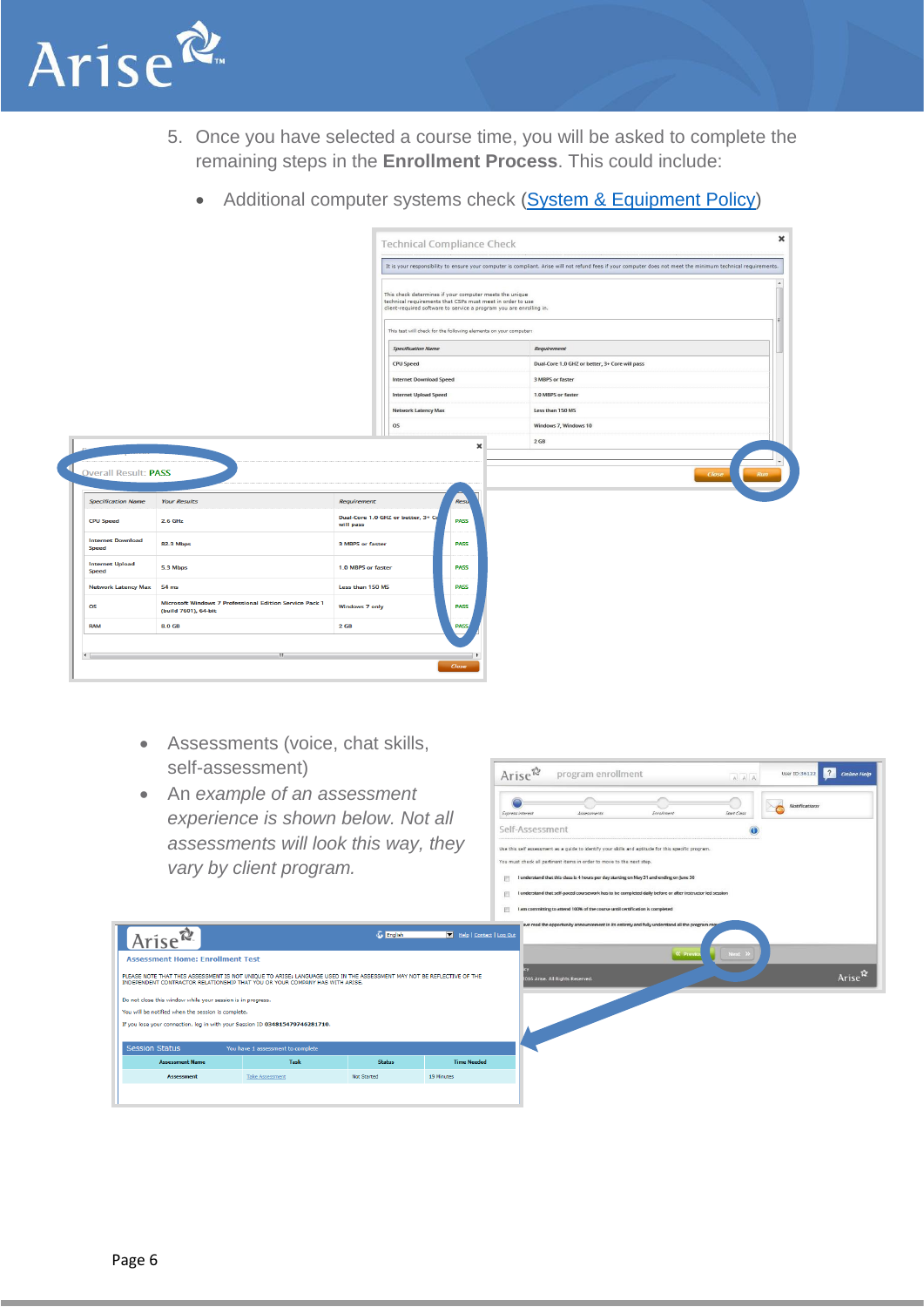5. Once you have selected a course time, you will be asked to complete the remaining steps in the **Enrollment Process**. This could include:

   - Additional computer systems check ([System & Equipment Policy]())

- Assessments (voice, chat skills, self-assessment)
- *An example of an assessment experience is shown below. Not all assessments will look this way, they vary by client program.*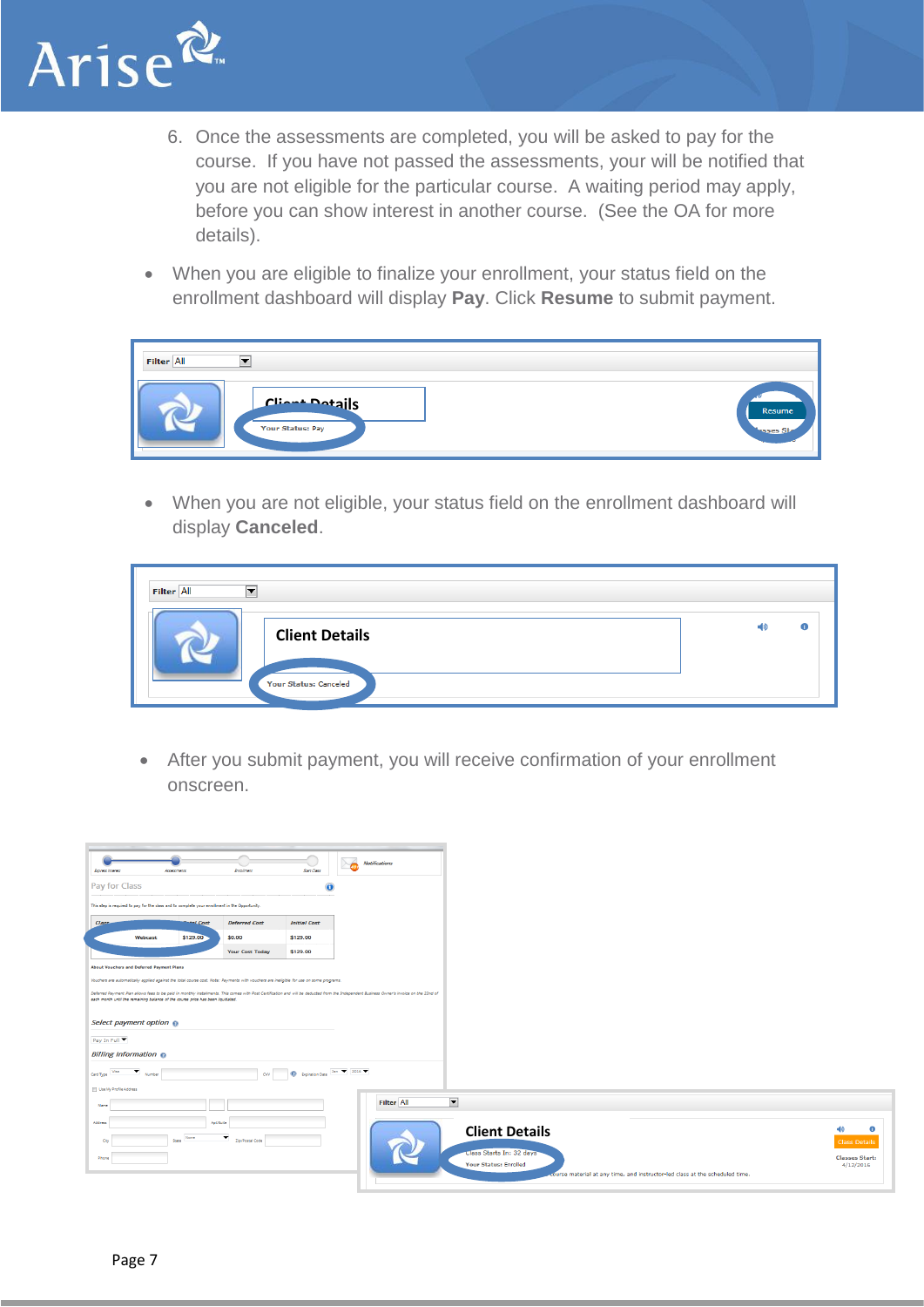6. Once the assessments are completed, you will be asked to pay for the course. If you have not passed the assessments, your will be notified that you are not eligible for the particular course. A waiting period may apply, before you can show interest in another course. (See the OA for more details).

- When you are eligible to finalize your enrollment, your status field on the enrollment dashboard will display **Pay**. Click **Resume** to submit payment.

- When you are not eligible, your status field on the enrollment dashboard will display **Canceled**.

- After you submit payment, you will receive confirmation of your enrollment onscreen.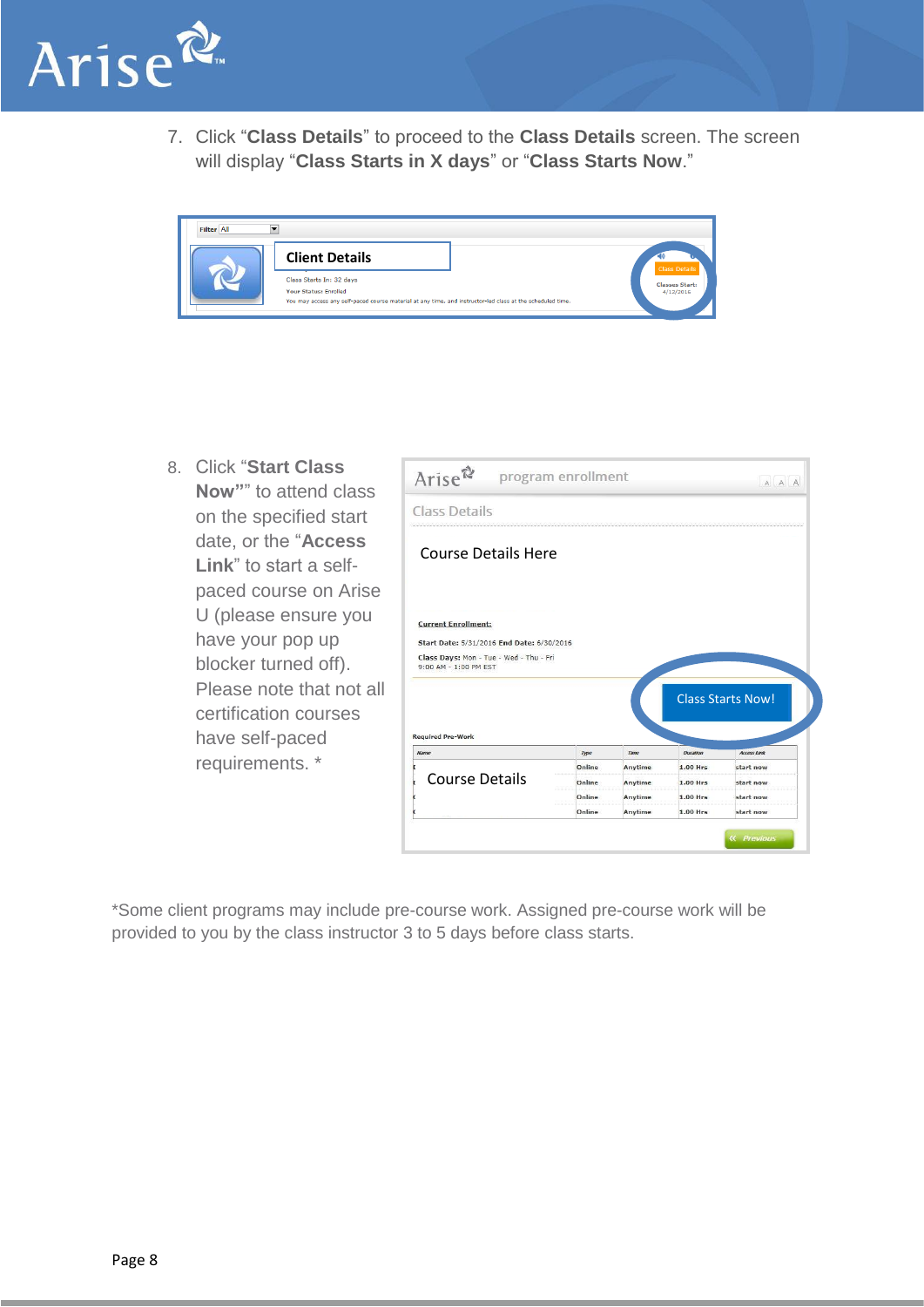7. Click "**Class Details**" to proceed to the **Class Details** screen. The screen will display "**Class Starts in X days**" or "**Class Starts Now**."

8. Click "**Start Class Now**"" to attend class on the specified start date, or the "**Access Link**" to start a self-paced course on Arise U (please ensure you have your pop up blocker turned off). Please note that not all certification courses have self-paced requirements. *

*Some client programs may include pre-course work. Assigned pre-course work will be provided to you by the class instructor 3 to 5 days before class starts.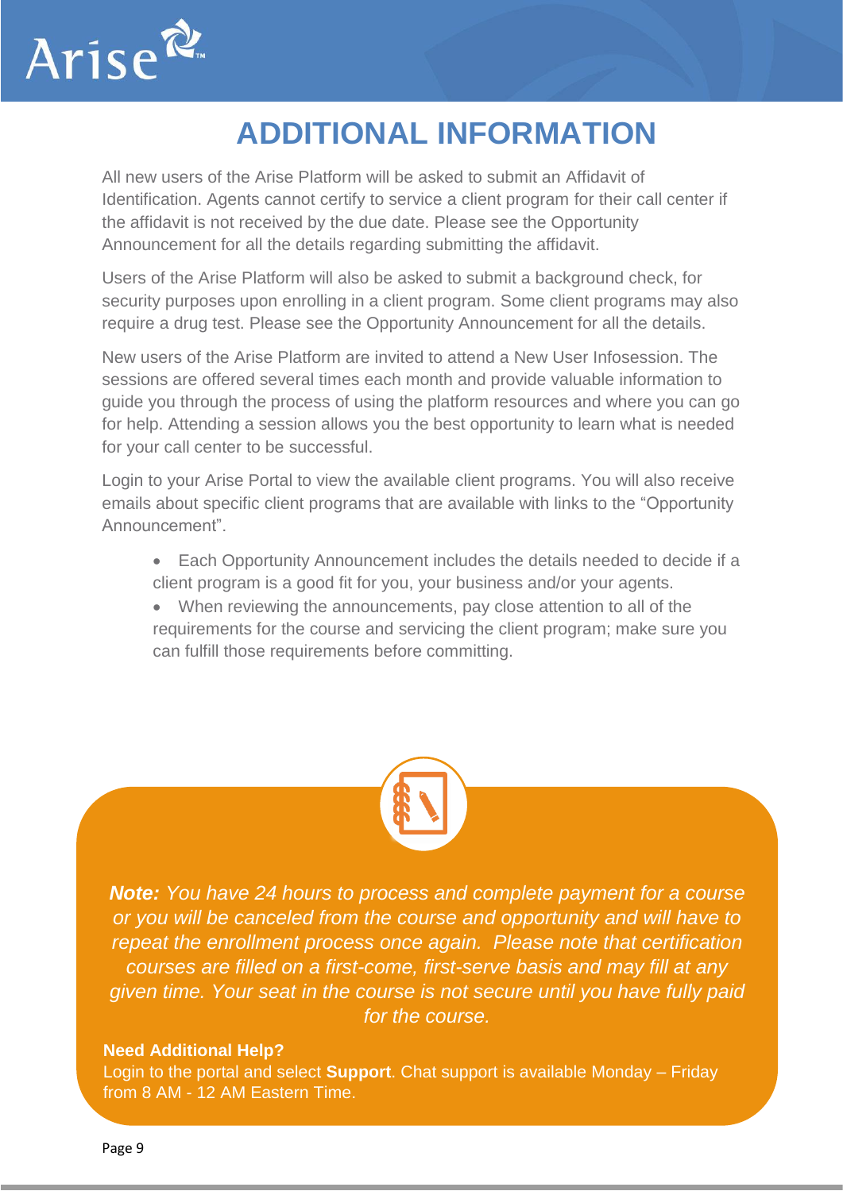# ADDITIONAL INFORMATION

All new users of the Arise Platform will be asked to submit an Affidavit of Identification. Agents cannot certify to service a client program for their call center if the affidavit is not received by the due date. Please see the Opportunity Announcement for all the details regarding submitting the affidavit.

Users of the Arise Platform will also be asked to submit a background check, for security purposes upon enrolling in a client program. Some client programs may also require a drug test. Please see the Opportunity Announcement for all the details.

New users of the Arise Platform are invited to attend a New User Infosession. The sessions are offered several times each month and provide valuable information to guide you through the process of using the platform resources and where you can go for help. Attending a session allows you the best opportunity to learn what is needed for your call center to be successful.

Login to your Arise Portal to view the available client programs. You will also receive emails about specific client programs that are available with links to the "Opportunity Announcement".

- Each Opportunity Announcement includes the details needed to decide if a client program is a good fit for you, your business and/or your agents.
- When reviewing the announcements, pay close attention to all of the requirements for the course and servicing the client program; make sure you can fulfill those requirements before committing.

***Note:*** *You have 24 hours to process and complete payment for a course or you will be canceled from the course and opportunity and will have to repeat the enrollment process once again. Please note that certification courses are filled on a first-come, first-serve basis and may fill at any given time. Your seat in the course is not secure until you have fully paid for the course.*

**Need Additional Help?**
Login to the portal and select **Support**. Chat support is available Monday – Friday from 8 AM - 12 AM Eastern Time.